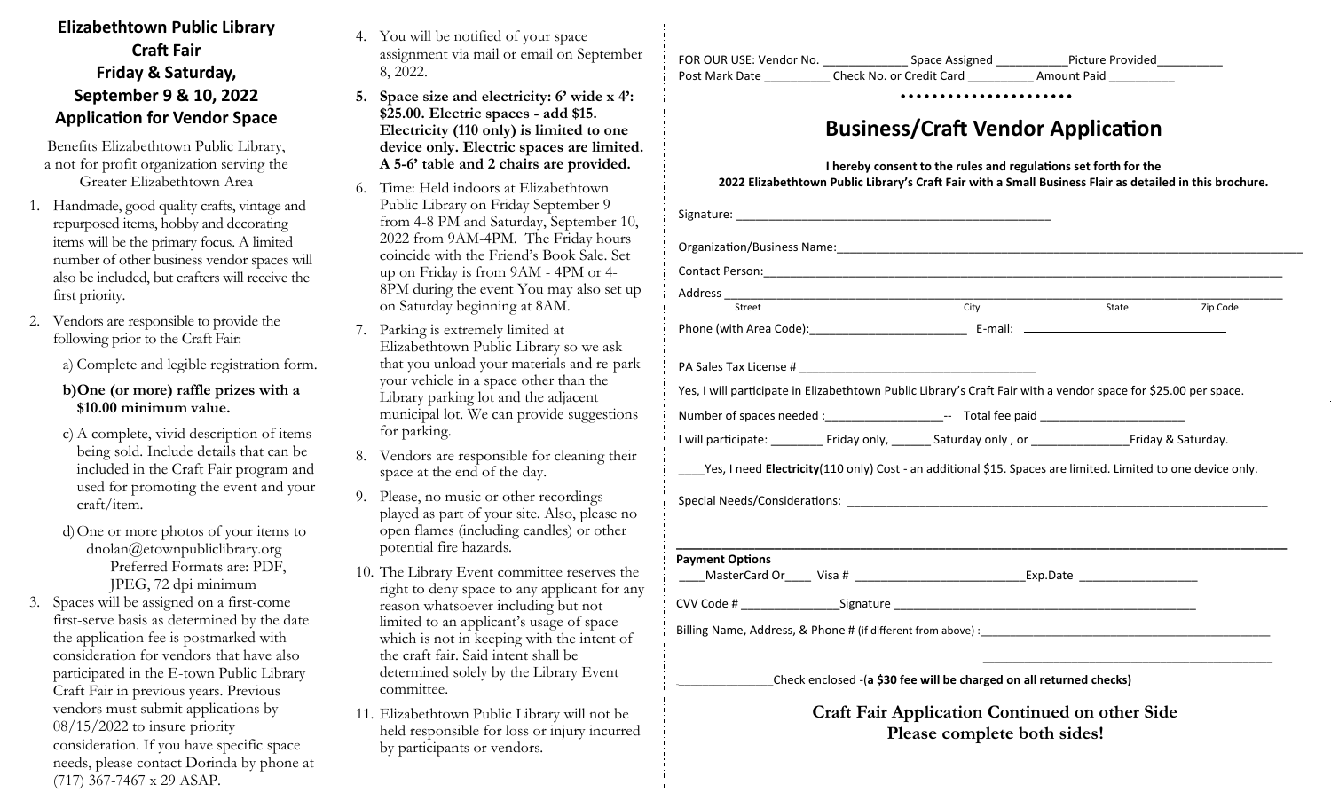# Elizabethtown Public Library Craft Fair

## Friday & Saturday, September 9 & 10, 2022

## Application for Vendor Space

Benefits Elizabethtown Public Library, a not for profit organization serving the Greater Elizabethtown Area

1. Handmade, good quality crafts, vintage and repurposed items, hobby and decorating items will be the primary focus. A limited number of other business vendor spaces will also be included, but crafters will receive the first priority.
2. Vendors are responsible to provide the following prior to the Craft Fair:
   a) Complete and legible registration form.
   **b) One (or more) raffle prizes with a $10.00 minimum value.**
   c) A complete, vivid description of items being sold. Include details that can be included in the Craft Fair program and used for promoting the event and your craft/item.
   d) One or more photos of your items to dnolan@etownpubliclibrary.org Preferred Formats are: PDF, JPEG, 72 dpi minimum
3. Spaces will be assigned on a first-come first-serve basis as determined by the date the application fee is postmarked with consideration for vendors that have also participated in the E-town Public Library Craft Fair in previous years. Previous vendors must submit applications by 08/15/2022 to insure priority consideration. If you have specific space needs, please contact Dorinda by phone at (717) 367-7467 x 29 ASAP.
4. You will be notified of your space assignment via mail or email on September 8, 2022.
5. **Space size and electricity: 6' wide x 4': $25.00. Electric spaces - add $15. Electricity (110 only) is limited to one device only. Electric spaces are limited. A 5-6' table and 2 chairs are provided.**
6. Time: Held indoors at Elizabethtown Public Library on Friday September 9 from 4-8 PM and Saturday, September 10, 2022 from 9AM-4PM. The Friday hours coincide with the Friend's Book Sale. Set up on Friday is from 9AM - 4PM or 4-8PM during the event You may also set up on Saturday beginning at 8AM.
7. Parking is extremely limited at Elizabethtown Public Library so we ask that you unload your materials and re-park your vehicle in a space other than the Library parking lot and the adjacent municipal lot. We can provide suggestions for parking.
8. Vendors are responsible for cleaning their space at the end of the day.
9. Please, no music or other recordings played as part of your site. Also, please no open flames (including candles) or other potential fire hazards.
10. The Library Event committee reserves the right to deny space to any applicant for any reason whatsoever including but not limited to an applicant's usage of space which is not in keeping with the intent of the craft fair. Said intent shall be determined solely by the Library Event committee.
11. Elizabethtown Public Library will not be held responsible for loss or injury incurred by participants or vendors.

FOR OUR USE: Vendor No. ____________ Space Assigned __________ Picture Provided _________
Post Mark Date _________ Check No. or Credit Card _________ Amount Paid _________

• • • • • • • • • • • • • • • • • • • • •

## Business/Craft Vendor Application

**I hereby consent to the rules and regulations set forth for the 2022 Elizabethtown Public Library's Craft Fair with a Small Business Flair as detailed in this brochure.**

Signature: ______________________________________________

Organization/Business Name: ______________________________________________

Contact Person: ______________________________________________

Address ______________________________________________
Street City State Zip Code

Phone (with Area Code): ______________________ E-mail: ______________________

PA Sales Tax License # ___________________________________

Yes, I will participate in Elizabethtown Public Library's Craft Fair with a vendor space for $25.00 per space.

Number of spaces needed : _________________ -- Total fee paid _____________________

I will participate: ________ Friday only, ______ Saturday only , or ______________ Friday & Saturday.

____Yes, I need **Electricity**(110 only) Cost - an additional $15. Spaces are limited. Limited to one device only.

Special Needs/Considerations: ______________________________________________

______________________________________________

**Payment Options**

____MasterCard Or____ Visa # ________________________ Exp.Date _________________

CVV Code # ______________ Signature ______________________________________________

Billing Name, Address, & Phone # (if different from above) : ______________________________________________

______________________________________________

______________ Check enclosed -(**a $30 fee will be charged on all returned checks)**

**Craft Fair Application Continued on other Side**
**Please complete both sides!**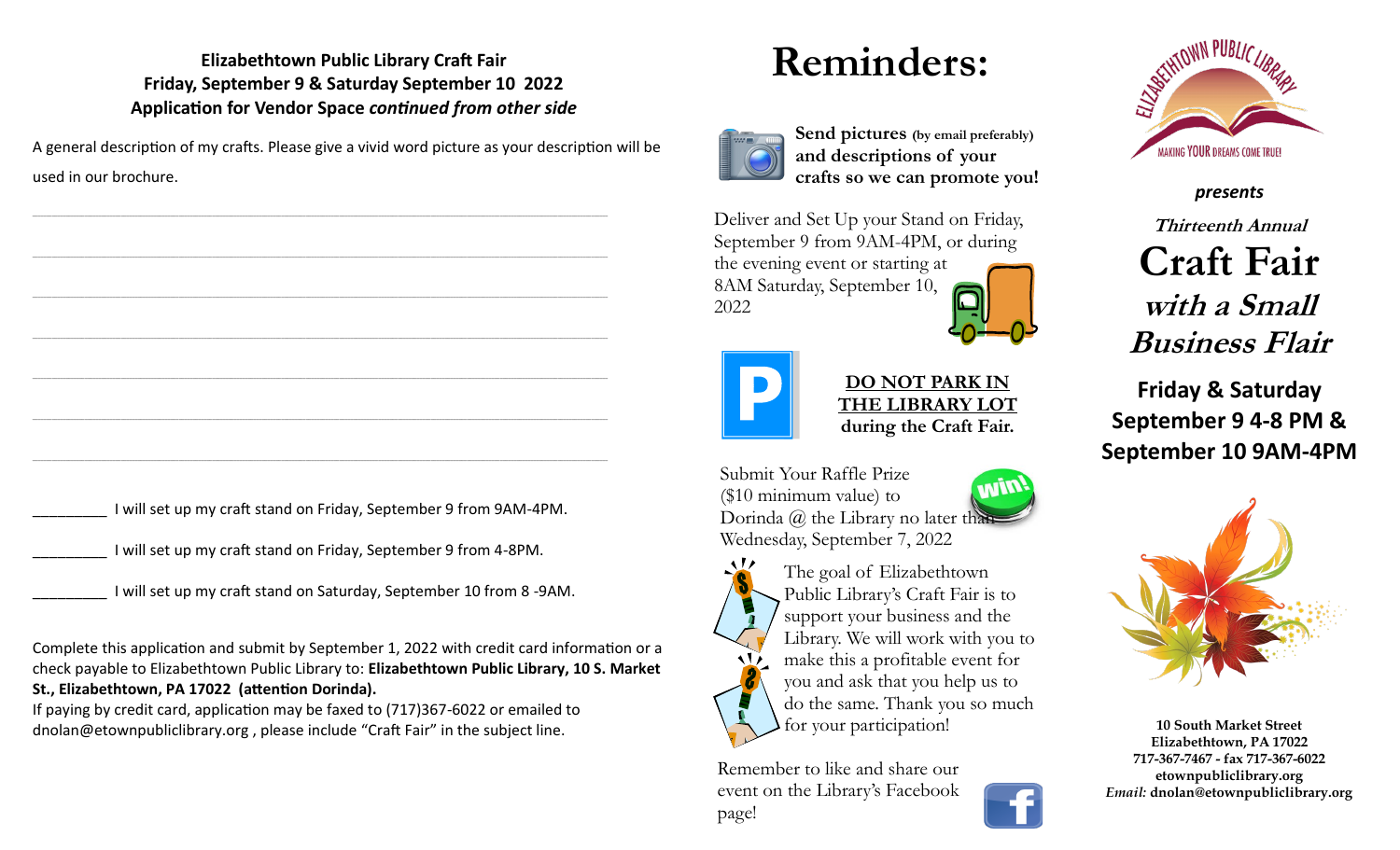**Elizabethtown Public Library Craft Fair**
**Friday, September 9 & Saturday September 10 2022**
**Application for Vendor Space *continued from other side***

A general description of my crafts. Please give a vivid word picture as your description will be used in our brochure.

\_\_\_\_\_\_\_\_\_\_\_\_\_\_\_\_\_\_\_\_\_\_\_\_\_\_\_\_\_\_\_\_\_\_\_\_\_\_\_\_\_\_\_\_\_\_\_\_\_\_\_\_\_\_\_\_\_\_\_\_\_\_\_\_\_\_\_\_\_\_

\_\_\_\_\_\_\_\_\_\_\_\_\_\_\_\_\_\_\_\_\_\_\_\_\_\_\_\_\_\_\_\_\_\_\_\_\_\_\_\_\_\_\_\_\_\_\_\_\_\_\_\_\_\_\_\_\_\_\_\_\_\_\_\_\_\_\_\_\_\_

\_\_\_\_\_\_\_\_\_\_\_\_\_\_\_\_\_\_\_\_\_\_\_\_\_\_\_\_\_\_\_\_\_\_\_\_\_\_\_\_\_\_\_\_\_\_\_\_\_\_\_\_\_\_\_\_\_\_\_\_\_\_\_\_\_\_\_\_\_\_

\_\_\_\_\_\_\_\_\_\_\_\_\_\_\_\_\_\_\_\_\_\_\_\_\_\_\_\_\_\_\_\_\_\_\_\_\_\_\_\_\_\_\_\_\_\_\_\_\_\_\_\_\_\_\_\_\_\_\_\_\_\_\_\_\_\_\_\_\_\_

\_\_\_\_\_\_\_\_\_\_\_\_\_\_\_\_\_\_\_\_\_\_\_\_\_\_\_\_\_\_\_\_\_\_\_\_\_\_\_\_\_\_\_\_\_\_\_\_\_\_\_\_\_\_\_\_\_\_\_\_\_\_\_\_\_\_\_\_\_\_

\_\_\_\_\_\_\_\_\_\_\_\_\_\_\_\_\_\_\_\_\_\_\_\_\_\_\_\_\_\_\_\_\_\_\_\_\_\_\_\_\_\_\_\_\_\_\_\_\_\_\_\_\_\_\_\_\_\_\_\_\_\_\_\_\_\_\_\_\_\_

\_\_\_\_\_\_\_\_\_\_\_\_\_\_\_\_\_\_\_\_\_\_\_\_\_\_\_\_\_\_\_\_\_\_\_\_\_\_\_\_\_\_\_\_\_\_\_\_\_\_\_\_\_\_\_\_\_\_\_\_\_\_\_\_\_\_\_\_\_\_

\_\_\_\_\_\_\_\_\_ I will set up my craft stand on Friday, September 9 from 9AM-4PM.

\_\_\_\_\_\_\_\_\_ I will set up my craft stand on Friday, September 9 from 4-8PM.

\_\_\_\_\_\_\_\_\_ I will set up my craft stand on Saturday, September 10 from 8 -9AM.

Complete this application and submit by September 1, 2022 with credit card information or a check payable to Elizabethtown Public Library to: **Elizabethtown Public Library, 10 S. Market St., Elizabethtown, PA 17022 (attention Dorinda).**
If paying by credit card, application may be faxed to (717)367-6022 or emailed to dnolan@etownpubliclibrary.org , please include "Craft Fair" in the subject line.

# Reminders:

**Send pictures (by email preferably) and descriptions of your crafts so we can promote you!**

Deliver and Set Up your Stand on Friday, September 9 from 9AM-4PM, or during the evening event or starting at 8AM Saturday, September 10, 2022

**DO NOT PARK IN THE LIBRARY LOT during the Craft Fair.**

Submit Your Raffle Prize ($10 minimum value) to Dorinda @ the Library no later than Wednesday, September 7, 2022

The goal of Elizabethtown Public Library's Craft Fair is to support your business and the Library. We will work with you to make this a profitable event for you and ask that you help us to do the same. Thank you so much for your participation!

Remember to like and share our event on the Library's Facebook page!

ELIZABETHTOWN PUBLIC LIBRARY
MAKING YOUR DREAMS COME TRUE!

***presents***

***Thirteenth Annual***

# Craft Fair

## *with a Small Business Flair*

**Friday & Saturday**
**September 9 4-8 PM &**
**September 10 9AM-4PM**

**10 South Market Street**
**Elizabethtown, PA 17022**
**717-367-7467 - fax 717-367-6022**
**etownpubliclibrary.org**
*Email:* **dnolan@etownpubliclibrary.org**